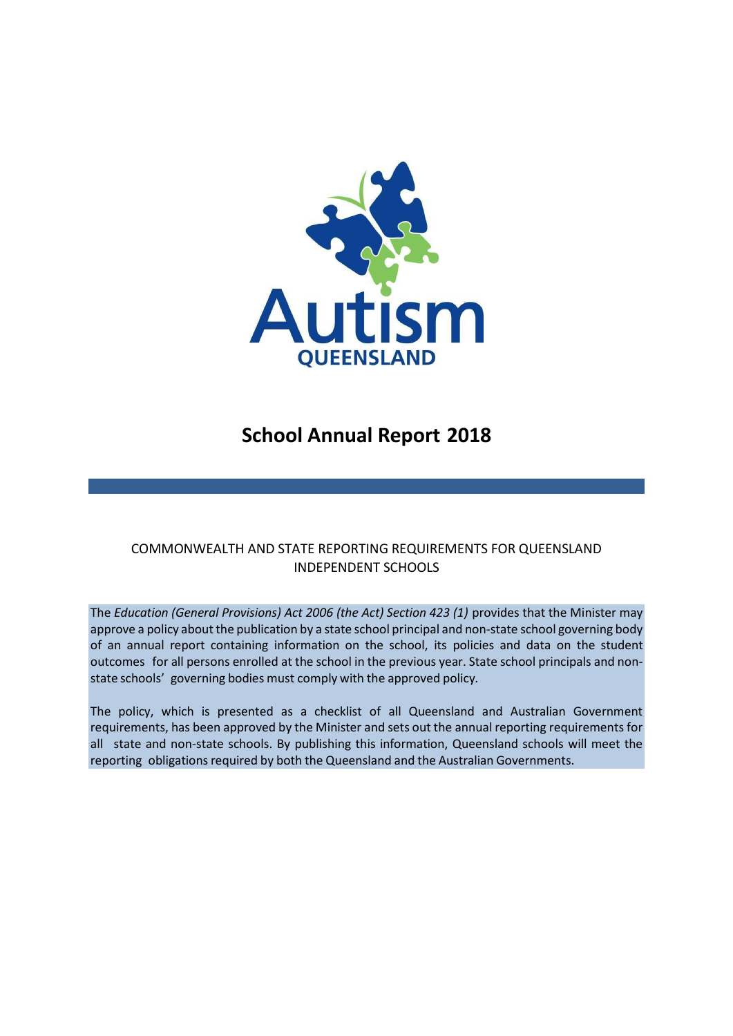Autism
QUEENSLAND

# School Annual Report 2018

COMMONWEALTH AND STATE REPORTING REQUIREMENTS FOR QUEENSLAND INDEPENDENT SCHOOLS

The *Education (General Provisions) Act 2006 (the Act) Section 423 (1)* provides that the Minister may approve a policy about the publication by a state school principal and non-state school governing body of an annual report containing information on the school, its policies and data on the student outcomes for all persons enrolled at the school in the previous year. State school principals and non-state schools' governing bodies must comply with the approved policy.

The policy, which is presented as a checklist of all Queensland and Australian Government requirements, has been approved by the Minister and sets out the annual reporting requirements for all state and non-state schools. By publishing this information, Queensland schools will meet the reporting obligations required by both the Queensland and the Australian Governments.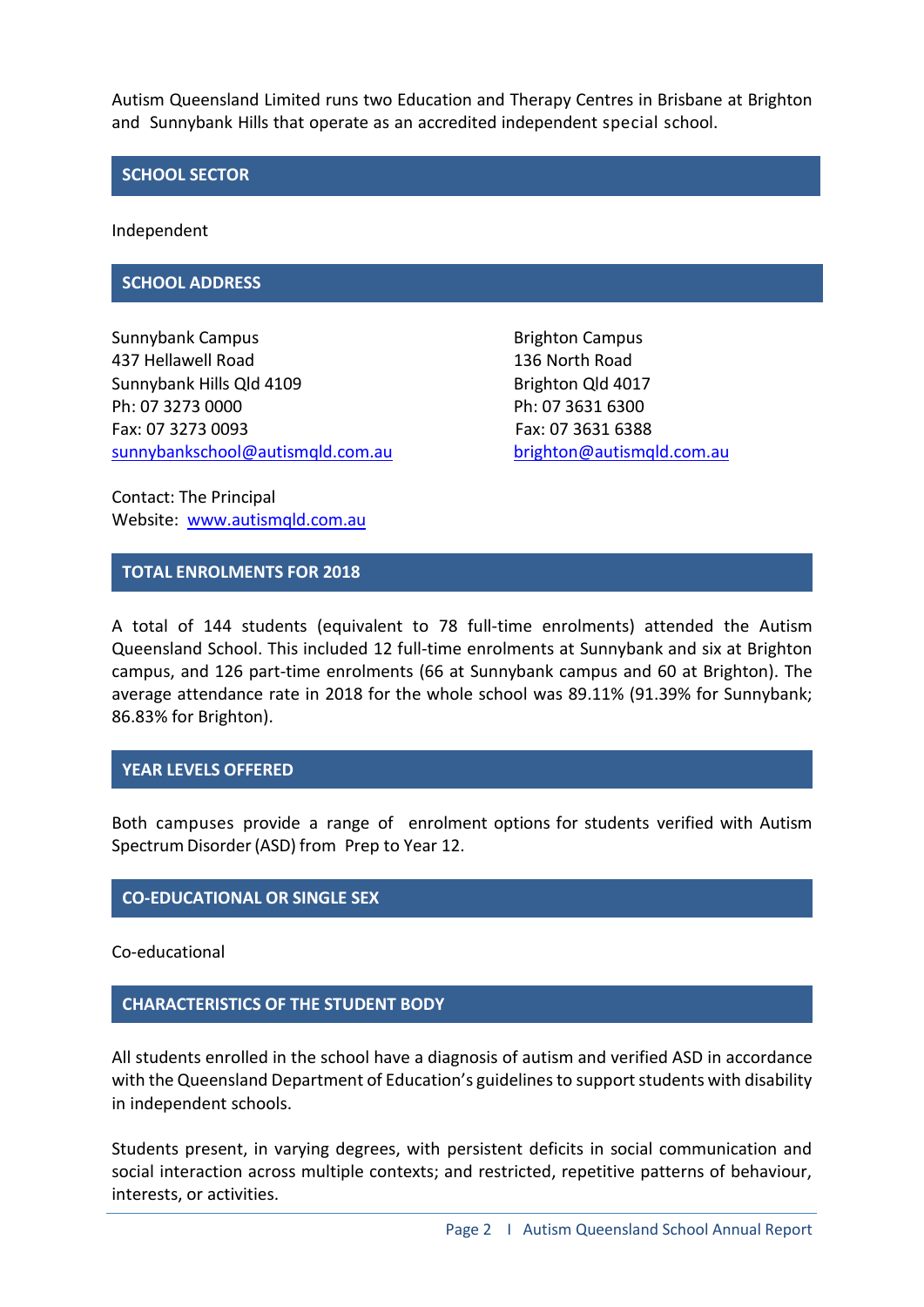Autism Queensland Limited runs two Education and Therapy Centres in Brisbane at Brighton and Sunnybank Hills that operate as an accredited independent special school.

## SCHOOL SECTOR

Independent

## SCHOOL ADDRESS

Sunnybank Campus
437 Hellawell Road
Sunnybank Hills Qld 4109
Ph: 07 3273 0000
Fax: 07 3273 0093
sunnybankschool@autismqld.com.au

Brighton Campus
136 North Road
Brighton Qld 4017
Ph: 07 3631 6300
Fax: 07 3631 6388
brighton@autismqld.com.au

Contact: The Principal
Website: www.autismqld.com.au

## TOTAL ENROLMENTS FOR 2018

A total of 144 students (equivalent to 78 full-time enrolments) attended the Autism Queensland School. This included 12 full-time enrolments at Sunnybank and six at Brighton campus, and 126 part-time enrolments (66 at Sunnybank campus and 60 at Brighton). The average attendance rate in 2018 for the whole school was 89.11% (91.39% for Sunnybank; 86.83% for Brighton).

## YEAR LEVELS OFFERED

Both campuses provide a range of enrolment options for students verified with Autism Spectrum Disorder (ASD) from Prep to Year 12.

## CO-EDUCATIONAL OR SINGLE SEX

Co-educational

## CHARACTERISTICS OF THE STUDENT BODY

All students enrolled in the school have a diagnosis of autism and verified ASD in accordance with the Queensland Department of Education's guidelines to support students with disability in independent schools.

Students present, in varying degrees, with persistent deficits in social communication and social interaction across multiple contexts; and restricted, repetitive patterns of behaviour, interests, or activities.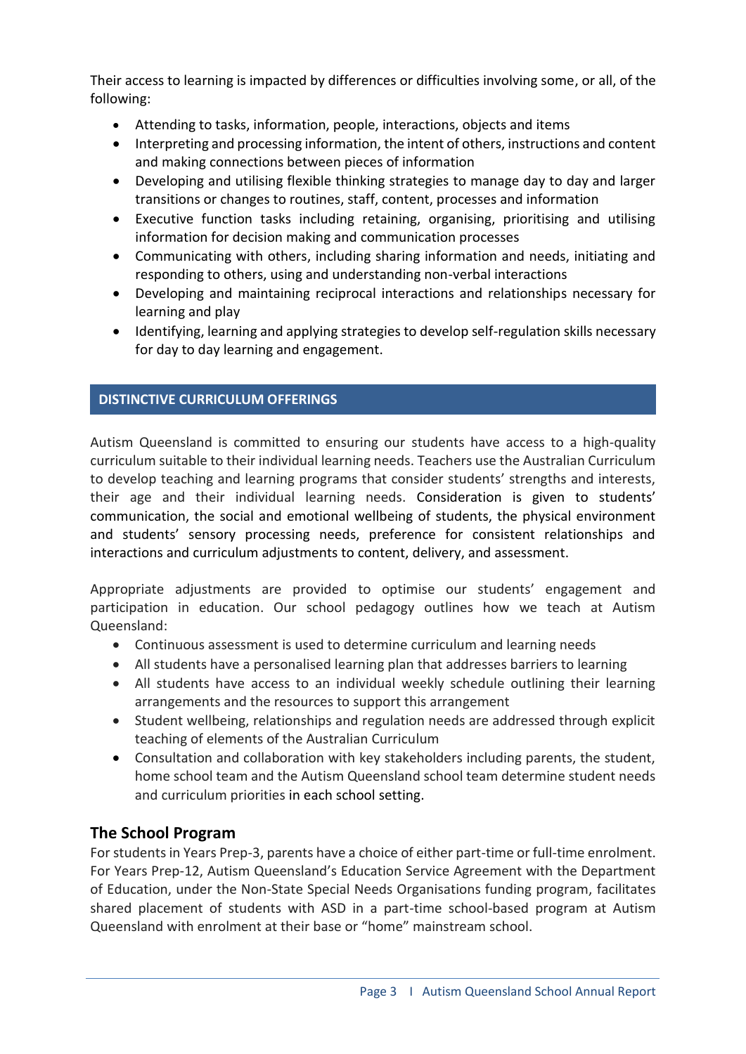Their access to learning is impacted by differences or difficulties involving some, or all, of the following:

- Attending to tasks, information, people, interactions, objects and items
- Interpreting and processing information, the intent of others, instructions and content and making connections between pieces of information
- Developing and utilising flexible thinking strategies to manage day to day and larger transitions or changes to routines, staff, content, processes and information
- Executive function tasks including retaining, organising, prioritising and utilising information for decision making and communication processes
- Communicating with others, including sharing information and needs, initiating and responding to others, using and understanding non-verbal interactions
- Developing and maintaining reciprocal interactions and relationships necessary for learning and play
- Identifying, learning and applying strategies to develop self-regulation skills necessary for day to day learning and engagement.

## DISTINCTIVE CURRICULUM OFFERINGS

Autism Queensland is committed to ensuring our students have access to a high-quality curriculum suitable to their individual learning needs. Teachers use the Australian Curriculum to develop teaching and learning programs that consider students' strengths and interests, their age and their individual learning needs. Consideration is given to students' communication, the social and emotional wellbeing of students, the physical environment and students' sensory processing needs, preference for consistent relationships and interactions and curriculum adjustments to content, delivery, and assessment.

Appropriate adjustments are provided to optimise our students' engagement and participation in education. Our school pedagogy outlines how we teach at Autism Queensland:

- Continuous assessment is used to determine curriculum and learning needs
- All students have a personalised learning plan that addresses barriers to learning
- All students have access to an individual weekly schedule outlining their learning arrangements and the resources to support this arrangement
- Student wellbeing, relationships and regulation needs are addressed through explicit teaching of elements of the Australian Curriculum
- Consultation and collaboration with key stakeholders including parents, the student, home school team and the Autism Queensland school team determine student needs and curriculum priorities in each school setting.

### The School Program

For students in Years Prep-3, parents have a choice of either part-time or full-time enrolment. For Years Prep-12, Autism Queensland's Education Service Agreement with the Department of Education, under the Non-State Special Needs Organisations funding program, facilitates shared placement of students with ASD in a part-time school-based program at Autism Queensland with enrolment at their base or "home" mainstream school.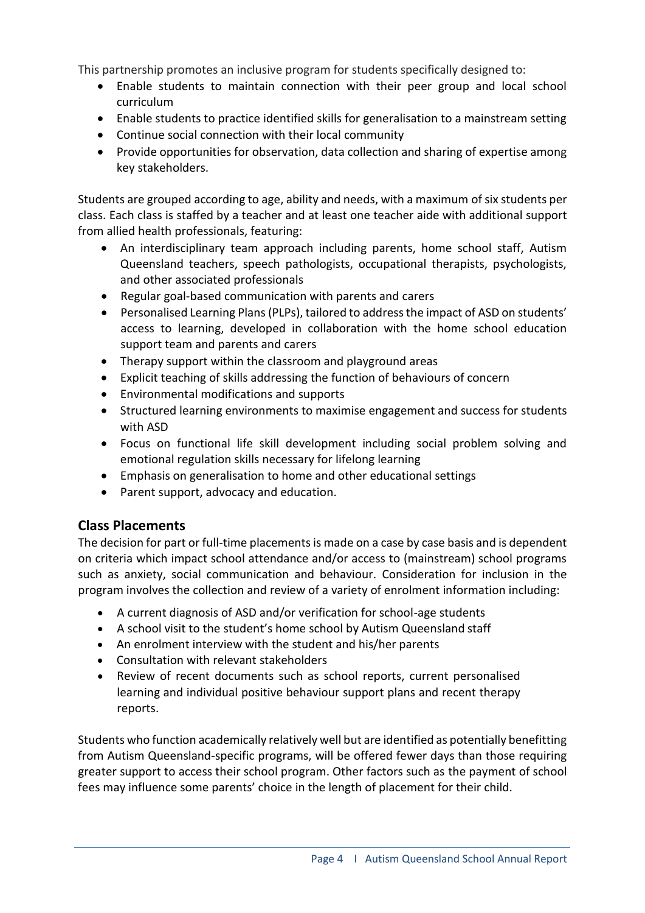This partnership promotes an inclusive program for students specifically designed to:

- Enable students to maintain connection with their peer group and local school curriculum
- Enable students to practice identified skills for generalisation to a mainstream setting
- Continue social connection with their local community
- Provide opportunities for observation, data collection and sharing of expertise among key stakeholders.

Students are grouped according to age, ability and needs, with a maximum of six students per class. Each class is staffed by a teacher and at least one teacher aide with additional support from allied health professionals, featuring:

- An interdisciplinary team approach including parents, home school staff, Autism Queensland teachers, speech pathologists, occupational therapists, psychologists, and other associated professionals
- Regular goal-based communication with parents and carers
- Personalised Learning Plans (PLPs), tailored to address the impact of ASD on students' access to learning, developed in collaboration with the home school education support team and parents and carers
- Therapy support within the classroom and playground areas
- Explicit teaching of skills addressing the function of behaviours of concern
- Environmental modifications and supports
- Structured learning environments to maximise engagement and success for students with ASD
- Focus on functional life skill development including social problem solving and emotional regulation skills necessary for lifelong learning
- Emphasis on generalisation to home and other educational settings
- Parent support, advocacy and education.

## Class Placements

The decision for part or full-time placements is made on a case by case basis and is dependent on criteria which impact school attendance and/or access to (mainstream) school programs such as anxiety, social communication and behaviour. Consideration for inclusion in the program involves the collection and review of a variety of enrolment information including:

- A current diagnosis of ASD and/or verification for school-age students
- A school visit to the student's home school by Autism Queensland staff
- An enrolment interview with the student and his/her parents
- Consultation with relevant stakeholders
- Review of recent documents such as school reports, current personalised learning and individual positive behaviour support plans and recent therapy reports.

Students who function academically relatively well but are identified as potentially benefitting from Autism Queensland-specific programs, will be offered fewer days than those requiring greater support to access their school program. Other factors such as the payment of school fees may influence some parents' choice in the length of placement for their child.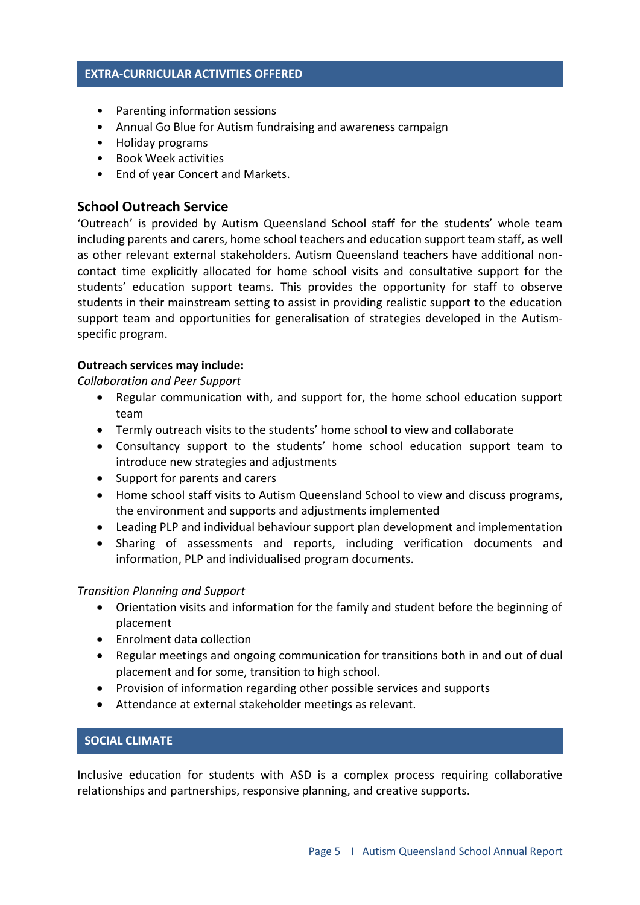## EXTRA-CURRICULAR ACTIVITIES OFFERED

- Parenting information sessions
- Annual Go Blue for Autism fundraising and awareness campaign
- Holiday programs
- Book Week activities
- End of year Concert and Markets.

### School Outreach Service

'Outreach' is provided by Autism Queensland School staff for the students' whole team including parents and carers, home school teachers and education support team staff, as well as other relevant external stakeholders. Autism Queensland teachers have additional non-contact time explicitly allocated for home school visits and consultative support for the students' education support teams. This provides the opportunity for staff to observe students in their mainstream setting to assist in providing realistic support to the education support team and opportunities for generalisation of strategies developed in the Autism-specific program.

**Outreach services may include:**

*Collaboration and Peer Support*

- Regular communication with, and support for, the home school education support team
- Termly outreach visits to the students' home school to view and collaborate
- Consultancy support to the students' home school education support team to introduce new strategies and adjustments
- Support for parents and carers
- Home school staff visits to Autism Queensland School to view and discuss programs, the environment and supports and adjustments implemented
- Leading PLP and individual behaviour support plan development and implementation
- Sharing of assessments and reports, including verification documents and information, PLP and individualised program documents.

*Transition Planning and Support*

- Orientation visits and information for the family and student before the beginning of placement
- Enrolment data collection
- Regular meetings and ongoing communication for transitions both in and out of dual placement and for some, transition to high school.
- Provision of information regarding other possible services and supports
- Attendance at external stakeholder meetings as relevant.

## SOCIAL CLIMATE

Inclusive education for students with ASD is a complex process requiring collaborative relationships and partnerships, responsive planning, and creative supports.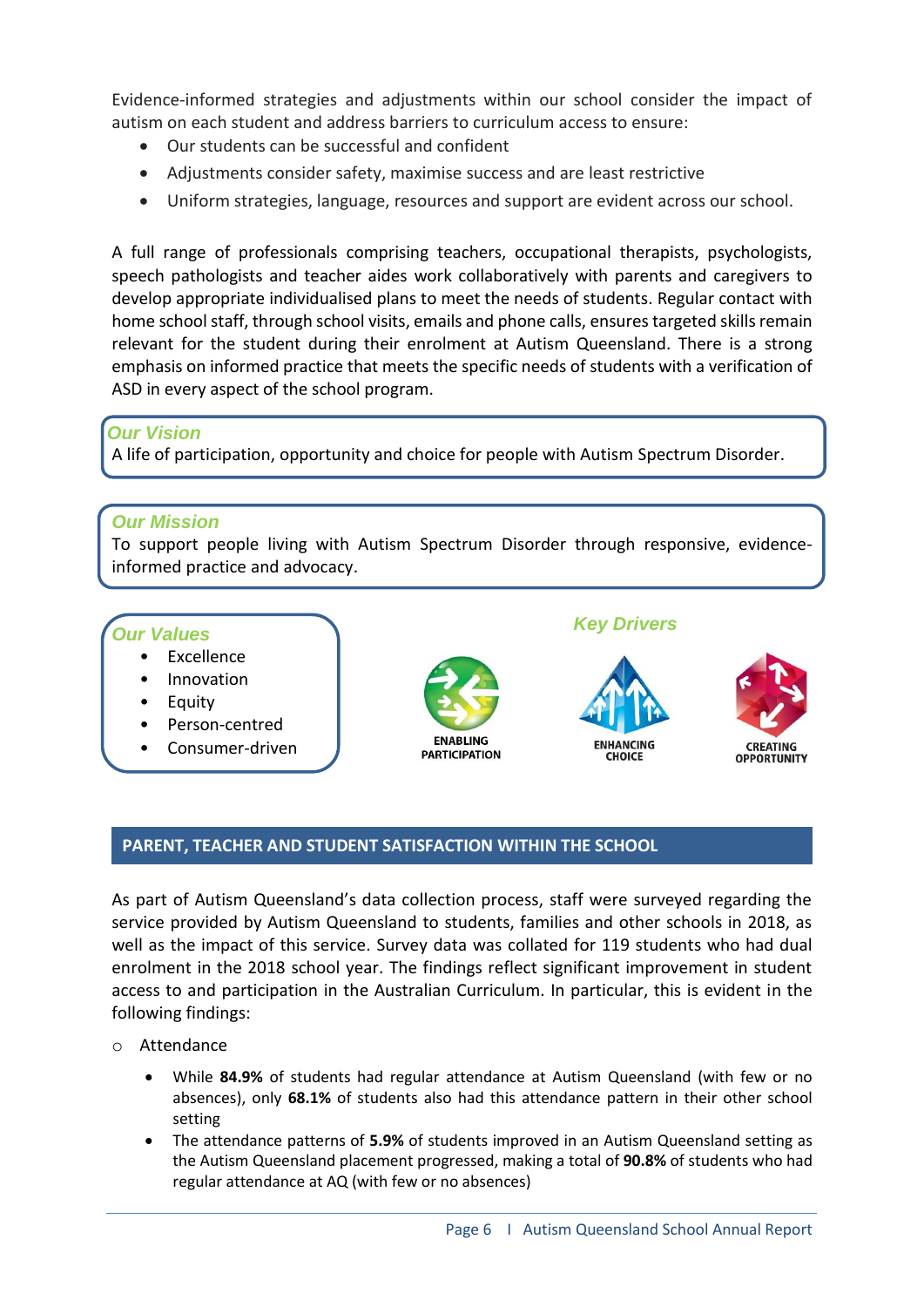Evidence-informed strategies and adjustments within our school consider the impact of autism on each student and address barriers to curriculum access to ensure:

- Our students can be successful and confident
- Adjustments consider safety, maximise success and are least restrictive
- Uniform strategies, language, resources and support are evident across our school.

A full range of professionals comprising teachers, occupational therapists, psychologists, speech pathologists and teacher aides work collaboratively with parents and caregivers to develop appropriate individualised plans to meet the needs of students. Regular contact with home school staff, through school visits, emails and phone calls, ensures targeted skills remain relevant for the student during their enrolment at Autism Queensland. There is a strong emphasis on informed practice that meets the specific needs of students with a verification of ASD in every aspect of the school program.

### *Our Vision*

A life of participation, opportunity and choice for people with Autism Spectrum Disorder.

### *Our Mission*

To support people living with Autism Spectrum Disorder through responsive, evidence-informed practice and advocacy.

### *Our Values*

- Excellence
- Innovation
- Equity
- Person-centred
- Consumer-driven

### *Key Drivers*

ENABLING PARTICIPATION

ENHANCING CHOICE

CREATING OPPORTUNITY

## PARENT, TEACHER AND STUDENT SATISFACTION WITHIN THE SCHOOL

As part of Autism Queensland's data collection process, staff were surveyed regarding the service provided by Autism Queensland to students, families and other schools in 2018, as well as the impact of this service. Survey data was collated for 119 students who had dual enrolment in the 2018 school year. The findings reflect significant improvement in student access to and participation in the Australian Curriculum. In particular, this is evident in the following findings:

- Attendance
  - While **84.9%** of students had regular attendance at Autism Queensland (with few or no absences), only **68.1%** of students also had this attendance pattern in their other school setting
  - The attendance patterns of **5.9%** of students improved in an Autism Queensland setting as the Autism Queensland placement progressed, making a total of **90.8%** of students who had regular attendance at AQ (with few or no absences)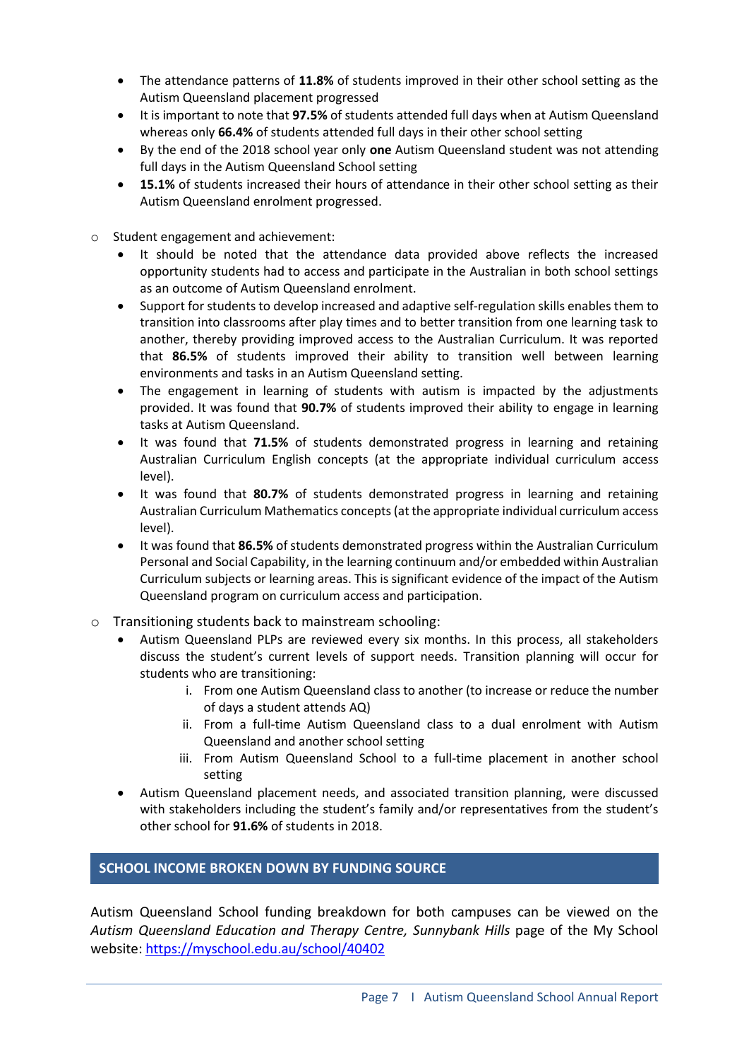- The attendance patterns of **11.8%** of students improved in their other school setting as the Autism Queensland placement progressed
- It is important to note that **97.5%** of students attended full days when at Autism Queensland whereas only **66.4%** of students attended full days in their other school setting
- By the end of the 2018 school year only **one** Autism Queensland student was not attending full days in the Autism Queensland School setting
- **15.1%** of students increased their hours of attendance in their other school setting as their Autism Queensland enrolment progressed.

- Student engagement and achievement:
  - It should be noted that the attendance data provided above reflects the increased opportunity students had to access and participate in the Australian in both school settings as an outcome of Autism Queensland enrolment.
  - Support for students to develop increased and adaptive self-regulation skills enables them to transition into classrooms after play times and to better transition from one learning task to another, thereby providing improved access to the Australian Curriculum. It was reported that **86.5%** of students improved their ability to transition well between learning environments and tasks in an Autism Queensland setting.
  - The engagement in learning of students with autism is impacted by the adjustments provided. It was found that **90.7%** of students improved their ability to engage in learning tasks at Autism Queensland.
  - It was found that **71.5%** of students demonstrated progress in learning and retaining Australian Curriculum English concepts (at the appropriate individual curriculum access level).
  - It was found that **80.7%** of students demonstrated progress in learning and retaining Australian Curriculum Mathematics concepts (at the appropriate individual curriculum access level).
  - It was found that **86.5%** of students demonstrated progress within the Australian Curriculum Personal and Social Capability, in the learning continuum and/or embedded within Australian Curriculum subjects or learning areas. This is significant evidence of the impact of the Autism Queensland program on curriculum access and participation.

- Transitioning students back to mainstream schooling:
  - Autism Queensland PLPs are reviewed every six months. In this process, all stakeholders discuss the student's current levels of support needs. Transition planning will occur for students who are transitioning:
    1. From one Autism Queensland class to another (to increase or reduce the number of days a student attends AQ)
    2. From a full-time Autism Queensland class to a dual enrolment with Autism Queensland and another school setting
    3. From Autism Queensland School to a full-time placement in another school setting
  - Autism Queensland placement needs, and associated transition planning, were discussed with stakeholders including the student's family and/or representatives from the student's other school for **91.6%** of students in 2018.

## SCHOOL INCOME BROKEN DOWN BY FUNDING SOURCE

Autism Queensland School funding breakdown for both campuses can be viewed on the *Autism Queensland Education and Therapy Centre, Sunnybank Hills* page of the My School website: https://myschool.edu.au/school/40402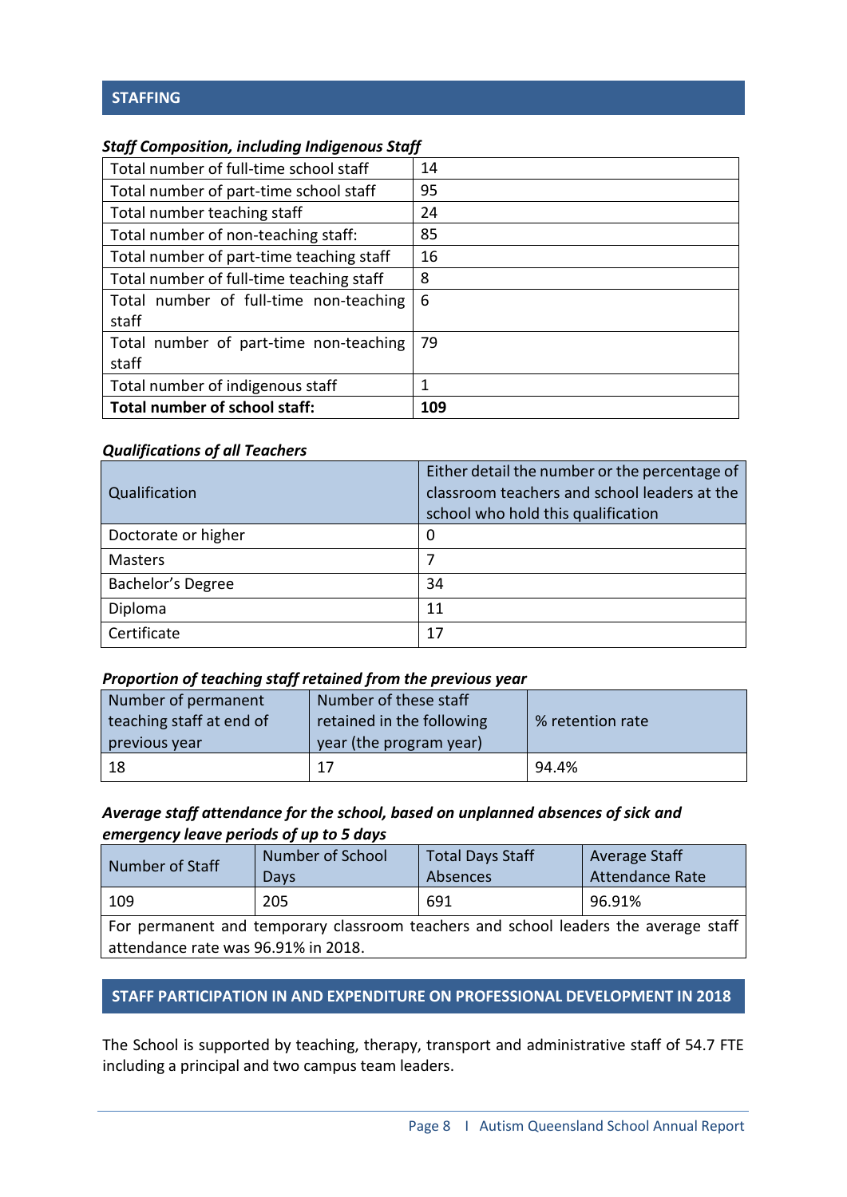## STAFFING

*Staff Composition, including Indigenous Staff*

| | |
|---|---|
| Total number of full-time school staff | 14 |
| Total number of part-time school staff | 95 |
| Total number teaching staff | 24 |
| Total number of non-teaching staff: | 85 |
| Total number of part-time teaching staff | 16 |
| Total number of full-time teaching staff | 8 |
| Total number of full-time non-teaching staff | 6 |
| Total number of part-time non-teaching staff | 79 |
| Total number of indigenous staff | 1 |
| **Total number of school staff:** | **109** |

*Qualifications of all Teachers*

| Qualification | Either detail the number or the percentage of classroom teachers and school leaders at the school who hold this qualification |
|---|---|
| Doctorate or higher | 0 |
| Masters | 7 |
| Bachelor's Degree | 34 |
| Diploma | 11 |
| Certificate | 17 |

*Proportion of teaching staff retained from the previous year*

| Number of permanent teaching staff at end of previous year | Number of these staff retained in the following year (the program year) | % retention rate |
|---|---|---|
| 18 | 17 | 94.4% |

*Average staff attendance for the school, based on unplanned absences of sick and emergency leave periods of up to 5 days*

| Number of Staff | Number of School Days | Total Days Staff Absences | Average Staff Attendance Rate |
|---|---|---|---|
| 109 | 205 | 691 | 96.91% |
| For permanent and temporary classroom teachers and school leaders the average staff attendance rate was 96.91% in 2018. | | | |

## STAFF PARTICIPATION IN AND EXPENDITURE ON PROFESSIONAL DEVELOPMENT IN 2018

The School is supported by teaching, therapy, transport and administrative staff of 54.7 FTE including a principal and two campus team leaders.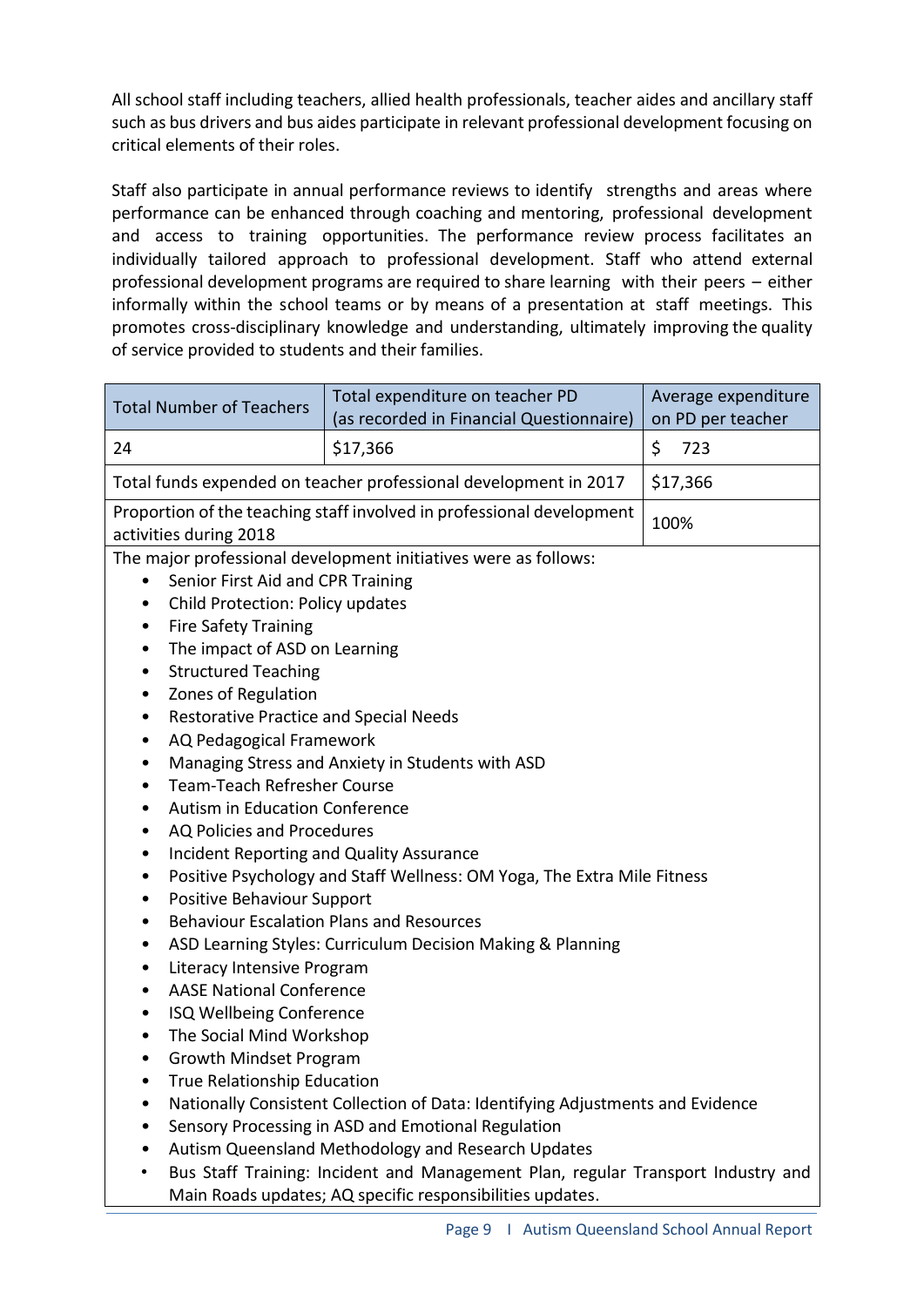All school staff including teachers, allied health professionals, teacher aides and ancillary staff such as bus drivers and bus aides participate in relevant professional development focusing on critical elements of their roles.

Staff also participate in annual performance reviews to identify strengths and areas where performance can be enhanced through coaching and mentoring, professional development and access to training opportunities. The performance review process facilitates an individually tailored approach to professional development. Staff who attend external professional development programs are required to share learning with their peers – either informally within the school teams or by means of a presentation at staff meetings. This promotes cross-disciplinary knowledge and understanding, ultimately improving the quality of service provided to students and their families.

| Total Number of Teachers | Total expenditure on teacher PD (as recorded in Financial Questionnaire) | Average expenditure on PD per teacher |
|---|---|---|
| 24 | $17,366 | $ 723 |
| Total funds expended on teacher professional development in 2017 | | $17,366 |
| Proportion of the teaching staff involved in professional development activities during 2018 | | 100% |

The major professional development initiatives were as follows:

- Senior First Aid and CPR Training
- Child Protection: Policy updates
- Fire Safety Training
- The impact of ASD on Learning
- Structured Teaching
- Zones of Regulation
- Restorative Practice and Special Needs
- AQ Pedagogical Framework
- Managing Stress and Anxiety in Students with ASD
- Team-Teach Refresher Course
- Autism in Education Conference
- AQ Policies and Procedures
- Incident Reporting and Quality Assurance
- Positive Psychology and Staff Wellness: OM Yoga, The Extra Mile Fitness
- Positive Behaviour Support
- Behaviour Escalation Plans and Resources
- ASD Learning Styles: Curriculum Decision Making & Planning
- Literacy Intensive Program
- AASE National Conference
- ISQ Wellbeing Conference
- The Social Mind Workshop
- Growth Mindset Program
- True Relationship Education
- Nationally Consistent Collection of Data: Identifying Adjustments and Evidence
- Sensory Processing in ASD and Emotional Regulation
- Autism Queensland Methodology and Research Updates
- Bus Staff Training: Incident and Management Plan, regular Transport Industry and Main Roads updates; AQ specific responsibilities updates.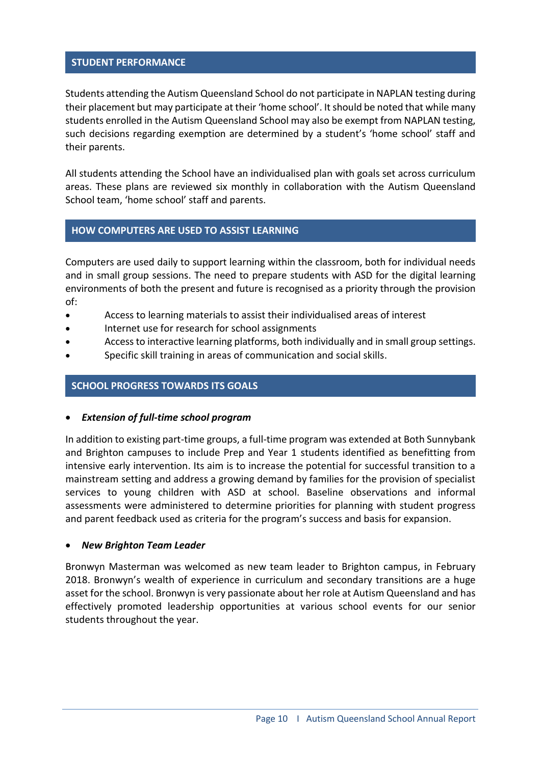## STUDENT PERFORMANCE

Students attending the Autism Queensland School do not participate in NAPLAN testing during their placement but may participate at their 'home school'. It should be noted that while many students enrolled in the Autism Queensland School may also be exempt from NAPLAN testing, such decisions regarding exemption are determined by a student's 'home school' staff and their parents.

All students attending the School have an individualised plan with goals set across curriculum areas. These plans are reviewed six monthly in collaboration with the Autism Queensland School team, 'home school' staff and parents.

## HOW COMPUTERS ARE USED TO ASSIST LEARNING

Computers are used daily to support learning within the classroom, both for individual needs and in small group sessions. The need to prepare students with ASD for the digital learning environments of both the present and future is recognised as a priority through the provision of:

- Access to learning materials to assist their individualised areas of interest
- Internet use for research for school assignments
- Access to interactive learning platforms, both individually and in small group settings.
- Specific skill training in areas of communication and social skills.

## SCHOOL PROGRESS TOWARDS ITS GOALS

- ***Extension of full-time school program***

In addition to existing part-time groups, a full-time program was extended at Both Sunnybank and Brighton campuses to include Prep and Year 1 students identified as benefitting from intensive early intervention. Its aim is to increase the potential for successful transition to a mainstream setting and address a growing demand by families for the provision of specialist services to young children with ASD at school. Baseline observations and informal assessments were administered to determine priorities for planning with student progress and parent feedback used as criteria for the program's success and basis for expansion.

- ***New Brighton Team Leader***

Bronwyn Masterman was welcomed as new team leader to Brighton campus, in February 2018. Bronwyn's wealth of experience in curriculum and secondary transitions are a huge asset for the school. Bronwyn is very passionate about her role at Autism Queensland and has effectively promoted leadership opportunities at various school events for our senior students throughout the year.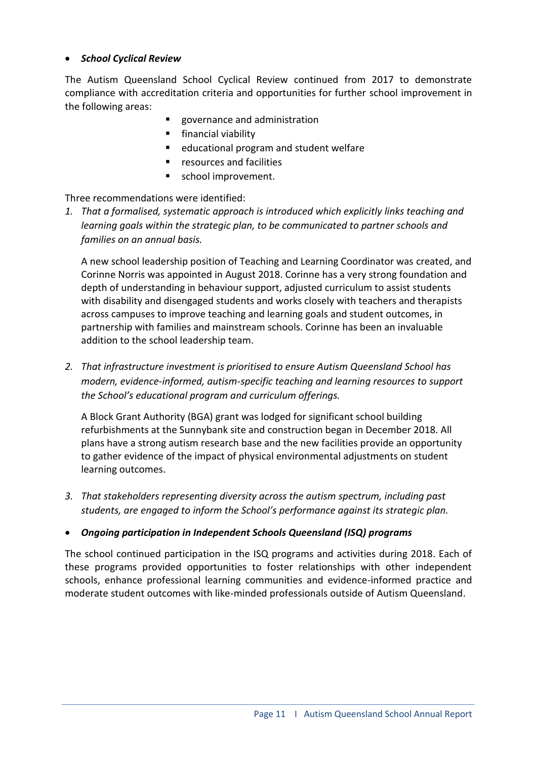- ***School Cyclical Review***

The Autism Queensland School Cyclical Review continued from 2017 to demonstrate compliance with accreditation criteria and opportunities for further school improvement in the following areas:

  - governance and administration
  - financial viability
  - educational program and student welfare
  - resources and facilities
  - school improvement.

Three recommendations were identified:

1. *That a formalised, systematic approach is introduced which explicitly links teaching and learning goals within the strategic plan, to be communicated to partner schools and families on an annual basis.*

   A new school leadership position of Teaching and Learning Coordinator was created, and Corinne Norris was appointed in August 2018. Corinne has a very strong foundation and depth of understanding in behaviour support, adjusted curriculum to assist students with disability and disengaged students and works closely with teachers and therapists across campuses to improve teaching and learning goals and student outcomes, in partnership with families and mainstream schools. Corinne has been an invaluable addition to the school leadership team.

2. *That infrastructure investment is prioritised to ensure Autism Queensland School has modern, evidence-informed, autism-specific teaching and learning resources to support the School's educational program and curriculum offerings.*

   A Block Grant Authority (BGA) grant was lodged for significant school building refurbishments at the Sunnybank site and construction began in December 2018. All plans have a strong autism research base and the new facilities provide an opportunity to gather evidence of the impact of physical environmental adjustments on student learning outcomes.

3. *That stakeholders representing diversity across the autism spectrum, including past students, are engaged to inform the School's performance against its strategic plan.*

- ***Ongoing participation in Independent Schools Queensland (ISQ) programs***

The school continued participation in the ISQ programs and activities during 2018. Each of these programs provided opportunities to foster relationships with other independent schools, enhance professional learning communities and evidence-informed practice and moderate student outcomes with like-minded professionals outside of Autism Queensland.